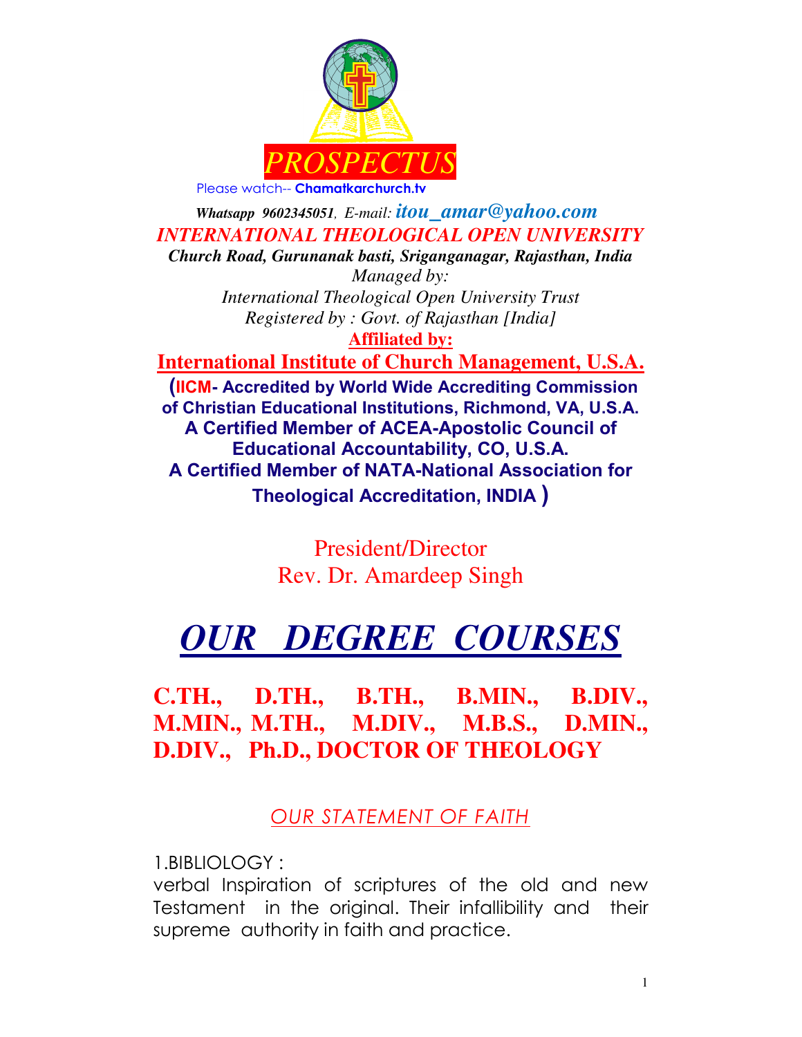# PROSPECTUS

Please watch-- **Chamatkarchurch.tv**

***Whatsapp 9602345051***, *E-mail:* ***itou_amar@yahoo.com***

## *INTERNATIONAL THEOLOGICAL OPEN UNIVERSITY*

***Church Road, Gurunanak basti, Sriganganagar, Rajasthan, India***

*Managed by:*

*International Theological Open University Trust*

*Registered by : Govt. of Rajasthan [India]*

**Affiliated by:**

**International Institute of Church Management, U.S.A.**

**(IICM- Accredited by World Wide Accrediting Commission of Christian Educational Institutions, Richmond, VA, U.S.A. A Certified Member of ACEA-Apostolic Council of Educational Accountability, CO, U.S.A. A Certified Member of NATA-National Association for Theological Accreditation, INDIA )**

President/Director

Rev. Dr. Amardeep Singh

# *OUR DEGREE COURSES*

**C.TH., D.TH., B.TH., B.MIN., B.DIV., M.MIN., M.TH., M.DIV., M.B.S., D.MIN., D.DIV., Ph.D., DOCTOR OF THEOLOGY**

## *OUR STATEMENT OF FAITH*

1.BIBLIOLOGY :

verbal Inspiration of scriptures of the old and new Testament in the original. Their infallibility and their supreme authority in faith and practice.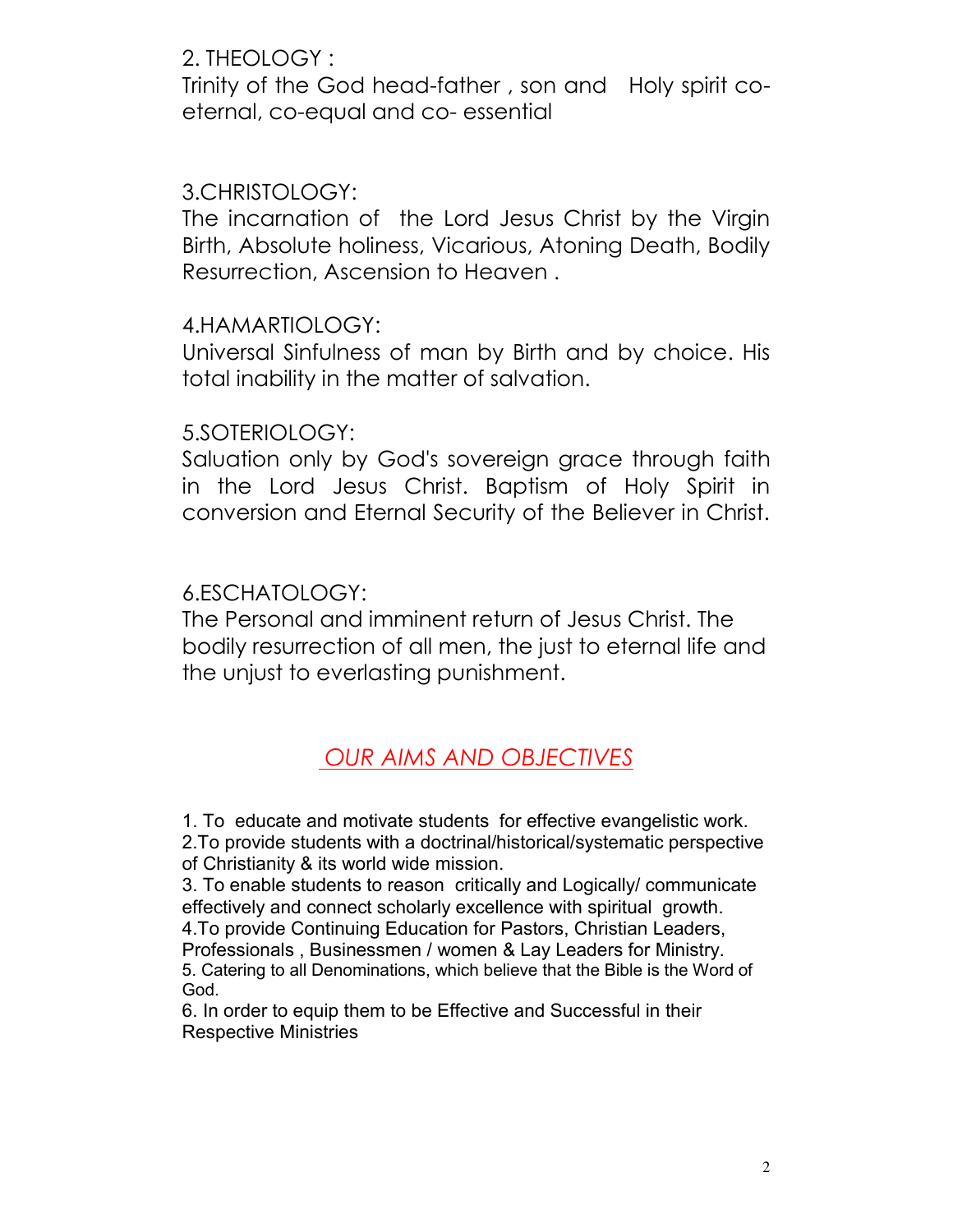2. THEOLOGY :

Trinity of the God head-father , son and Holy spirit co-eternal, co-equal and co- essential

3.CHRISTOLOGY:

The incarnation of the Lord Jesus Christ by the Virgin Birth, Absolute holiness, Vicarious, Atoning Death, Bodily Resurrection, Ascension to Heaven .

4.HAMARTIOLOGY:

Universal Sinfulness of man by Birth and by choice. His total inability in the matter of salvation.

5.SOTERIOLOGY:

Saluation only by God's sovereign grace through faith in the Lord Jesus Christ. Baptism of Holy Spirit in conversion and Eternal Security of the Believer in Christ.

6.ESCHATOLOGY:

The Personal and imminent return of Jesus Christ. The bodily resurrection of all men, the just to eternal life and the unjust to everlasting punishment.

## *OUR AIMS AND OBJECTIVES*

1. To educate and motivate students for effective evangelistic work.
2. To provide students with a doctrinal/historical/systematic perspective of Christianity & its world wide mission.
3. To enable students to reason critically and Logically/ communicate effectively and connect scholarly excellence with spiritual growth.
4. To provide Continuing Education for Pastors, Christian Leaders, Professionals , Businessmen / women & Lay Leaders for Ministry.
5. Catering to all Denominations, which believe that the Bible is the Word of God.
6. In order to equip them to be Effective and Successful in their Respective Ministries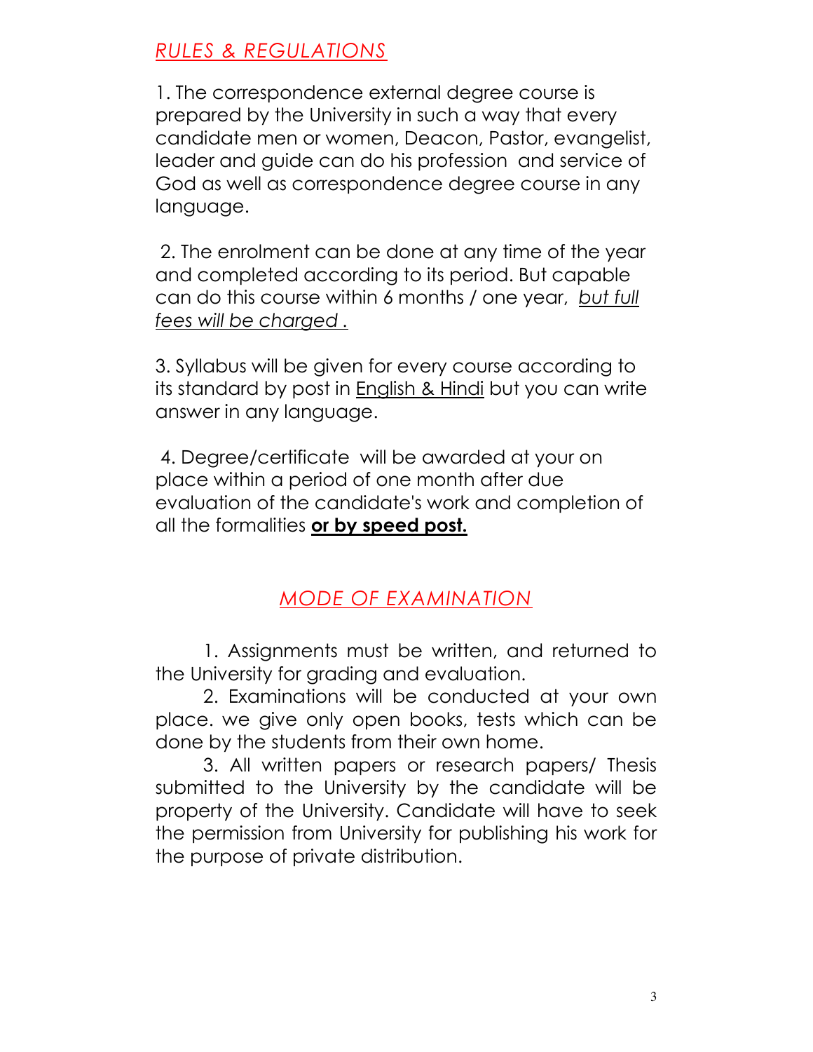## *RULES & REGULATIONS*

1. The correspondence external degree course is prepared by the University in such a way that every candidate men or women, Deacon, Pastor, evangelist, leader and guide can do his profession and service of God as well as correspondence degree course in any language.

2. The enrolment can be done at any time of the year and completed according to its period. But capable can do this course within 6 months / one year, *but full fees will be charged .*

3. Syllabus will be given for every course according to its standard by post in English & Hindi but you can write answer in any language.

4. Degree/certificate will be awarded at your on place within a period of one month after due evaluation of the candidate's work and completion of all the formalities **or by speed post.**

## *MODE OF EXAMINATION*

1. Assignments must be written, and returned to the University for grading and evaluation.

2. Examinations will be conducted at your own place. we give only open books, tests which can be done by the students from their own home.

3. All written papers or research papers/ Thesis submitted to the University by the candidate will be property of the University. Candidate will have to seek the permission from University for publishing his work for the purpose of private distribution.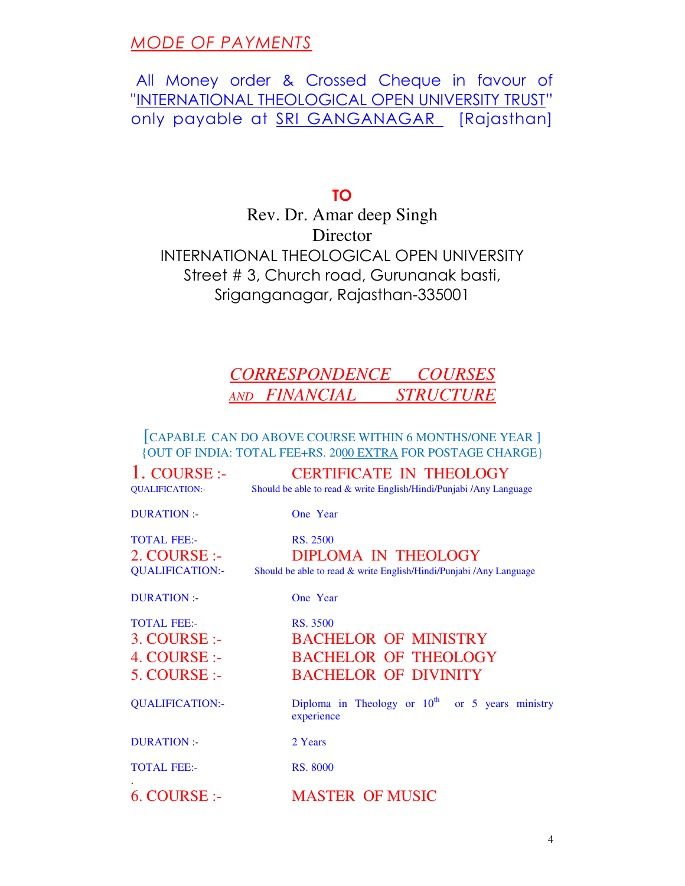## *MODE OF PAYMENTS*

All Money order & Crossed Cheque in favour of "INTERNATIONAL THEOLOGICAL OPEN UNIVERSITY TRUST" only payable at SRI GANGANAGAR [Rajasthan]

**TO**

Rev. Dr. Amar deep Singh
Director
INTERNATIONAL THEOLOGICAL OPEN UNIVERSITY
Street # 3, Church road, Gurunanak basti,
Sriganganagar, Rajasthan-335001

## *CORRESPONDENCE COURSES AND FINANCIAL STRUCTURE*

[CAPABLE CAN DO ABOVE COURSE WITHIN 6 MONTHS/ONE YEAR ]
{OUT OF INDIA: TOTAL FEE+RS. 2000 EXTRA FOR POSTAGE CHARGE}

**1. COURSE :-** CERTIFICATE IN THEOLOGY
QUALIFICATION:- Should be able to read & write English/Hindi/Punjabi /Any Language
DURATION :- One Year
TOTAL FEE:- RS. 2500

**2. COURSE :-** DIPLOMA IN THEOLOGY
QUALIFICATION:- Should be able to read & write English/Hindi/Punjabi /Any Language
DURATION :- One Year
TOTAL FEE:- RS. 3500

**3. COURSE :-** BACHELOR OF MINISTRY
**4. COURSE :-** BACHELOR OF THEOLOGY
**5. COURSE :-** BACHELOR OF DIVINITY
QUALIFICATION:- Diploma in Theology or 10th or 5 years ministry experience
DURATION :- 2 Years
TOTAL FEE:- RS. 8000

**6. COURSE :-** MASTER OF MUSIC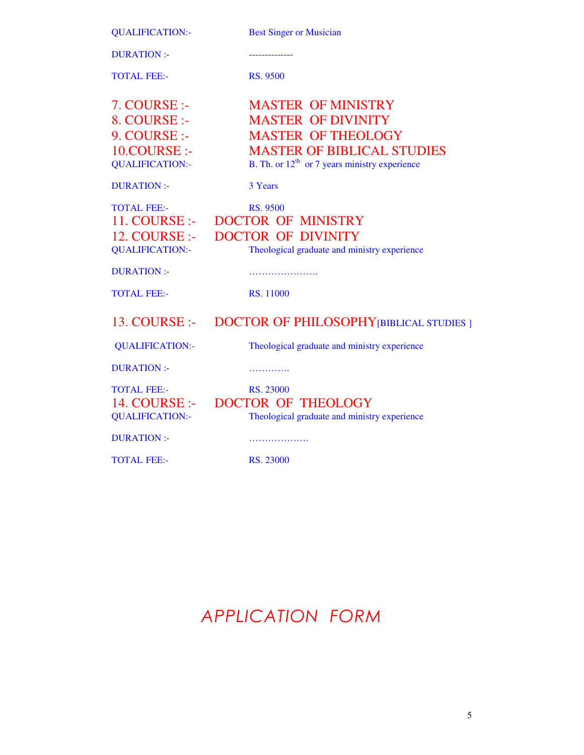QUALIFICATION:- Best Singer or Musician

DURATION :- --------------

TOTAL FEE:- RS. 9500

## 7. COURSE :- MASTER OF MINISTRY
## 8. COURSE :- MASTER OF DIVINITY
## 9. COURSE :- MASTER OF THEOLOGY
## 10.COURSE :- MASTER OF BIBLICAL STUDIES

QUALIFICATION:- B. Th. or 12th or 7 years ministry experience

DURATION :- 3 Years

TOTAL FEE:- RS. 9500

## 11. COURSE :- DOCTOR OF MINISTRY
## 12. COURSE :- DOCTOR OF DIVINITY

QUALIFICATION:- Theological graduate and ministry experience

DURATION :- ………………….

TOTAL FEE:- RS. 11000

## 13. COURSE :- DOCTOR OF PHILOSOPHY [BIBLICAL STUDIES ]

QUALIFICATION:- Theological graduate and ministry experience

DURATION :- ………….

TOTAL FEE:- RS. 23000

## 14. COURSE :- DOCTOR OF THEOLOGY

QUALIFICATION:- Theological graduate and ministry experience

DURATION :- ……………….

TOTAL FEE:- RS. 23000

# *APPLICATION FORM*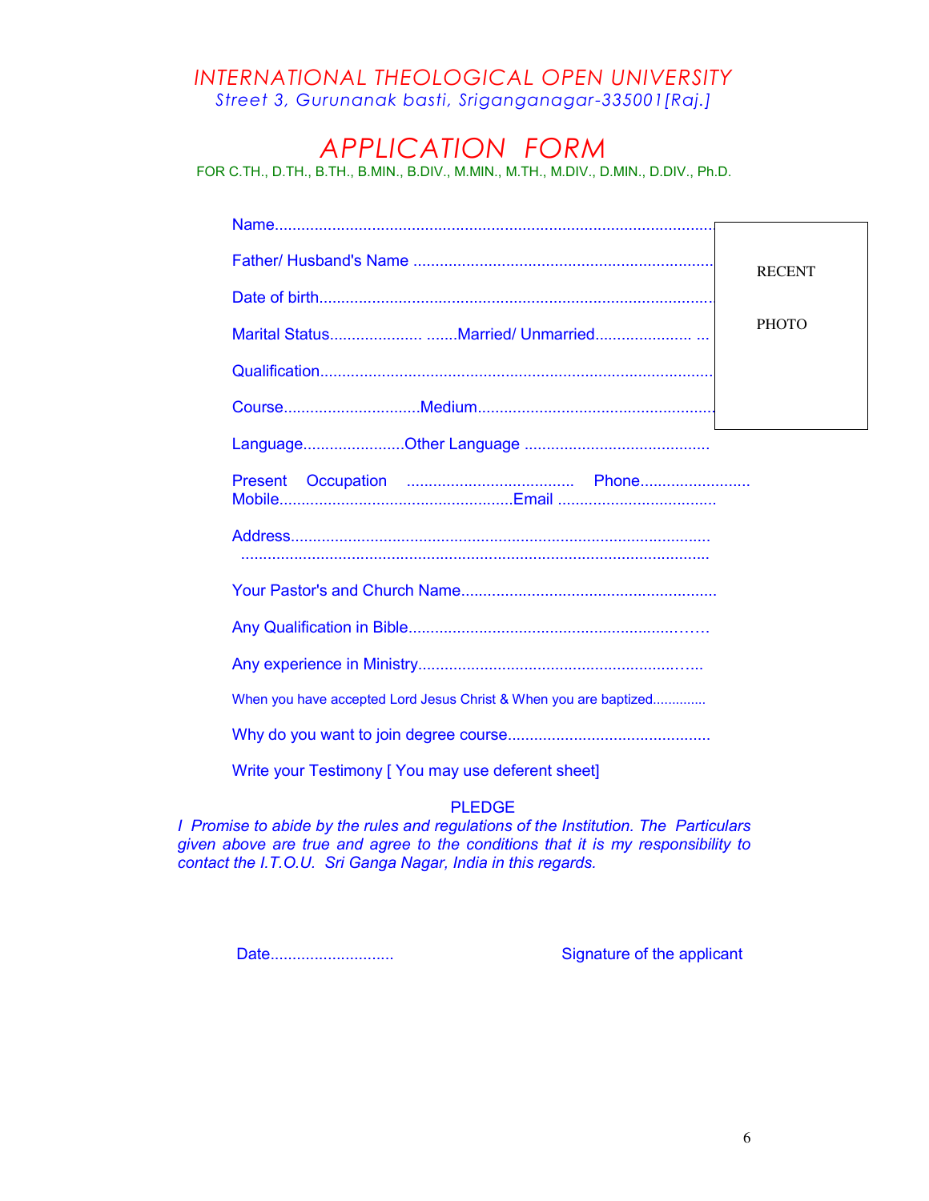# INTERNATIONAL THEOLOGICAL OPEN UNIVERSITY

Street 3, Gurunanak basti, Sriganganagar-335001[Raj.]

## APPLICATION FORM

FOR C.TH., D.TH., B.TH., B.MIN., B.DIV., M.MIN., M.TH., M.DIV., D.MIN., D.DIV., Ph.D.

RECENT

PHOTO

Name...................................................................................................

Father/ Husband's Name ....................................................................

Date of birth.........................................................................................

Marital Status.................... .......Married/ Unmarried..................... ...

Qualification.........................................................................................

Course..............................Medium.....................................................

Language......................Other Language ..........................................

Present Occupation ..................................... Phone.........................
Mobile...................................................Email ....................................

Address.............................................................................................
.........................................................................................................

Your Pastor's and Church Name.........................................................

Any Qualification in Bible.......................................................……

Any experience in Ministry.......................................................…..

When you have accepted Lord Jesus Christ & When you are baptized.............

Why do you want to join degree course.............................................

Write your Testimony [ You may use deferent sheet]

PLEDGE

*I Promise to abide by the rules and regulations of the Institution. The Particulars given above are true and agree to the conditions that it is my responsibility to contact the I.T.O.U. Sri Ganga Nagar, India in this regards.*

Date...........................

Signature of the applicant